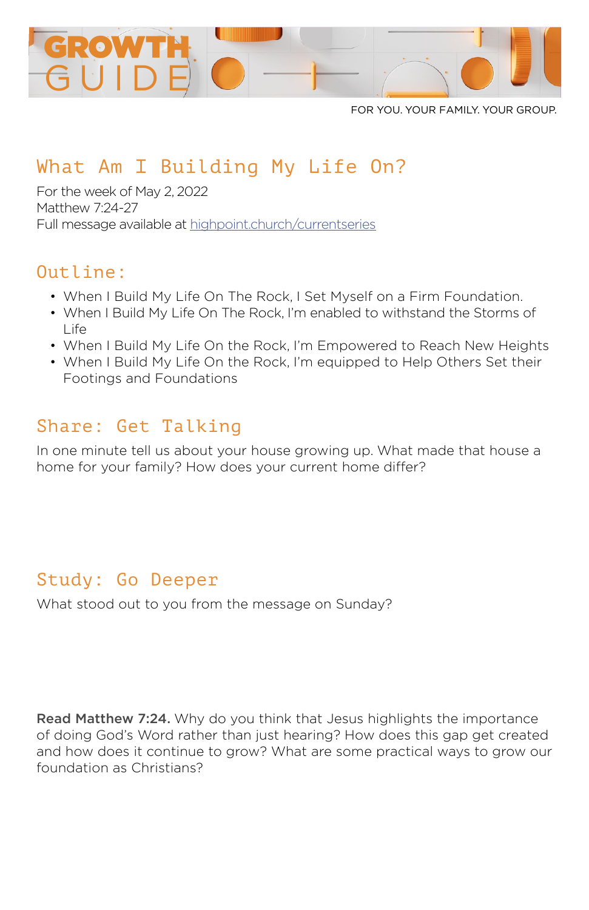# GROWTH GUIDE

FOR YOU. YOUR FAMILY. YOUR GROUP.

## What Am I Building My Life On?

For the week of May 2, 2022
Matthew 7:24-27
Full message available at highpoint.church/currentseries

## Outline:

- When I Build My Life On The Rock, I Set Myself on a Firm Foundation.
- When I Build My Life On The Rock, I'm enabled to withstand the Storms of Life
- When I Build My Life On the Rock, I'm Empowered to Reach New Heights
- When I Build My Life On the Rock, I'm equipped to Help Others Set their Footings and Foundations

## Share: Get Talking

In one minute tell us about your house growing up. What made that house a home for your family? How does your current home differ?

## Study: Go Deeper

What stood out to you from the message on Sunday?

**Read Matthew 7:24.** Why do you think that Jesus highlights the importance of doing God's Word rather than just hearing? How does this gap get created and how does it continue to grow? What are some practical ways to grow our foundation as Christians?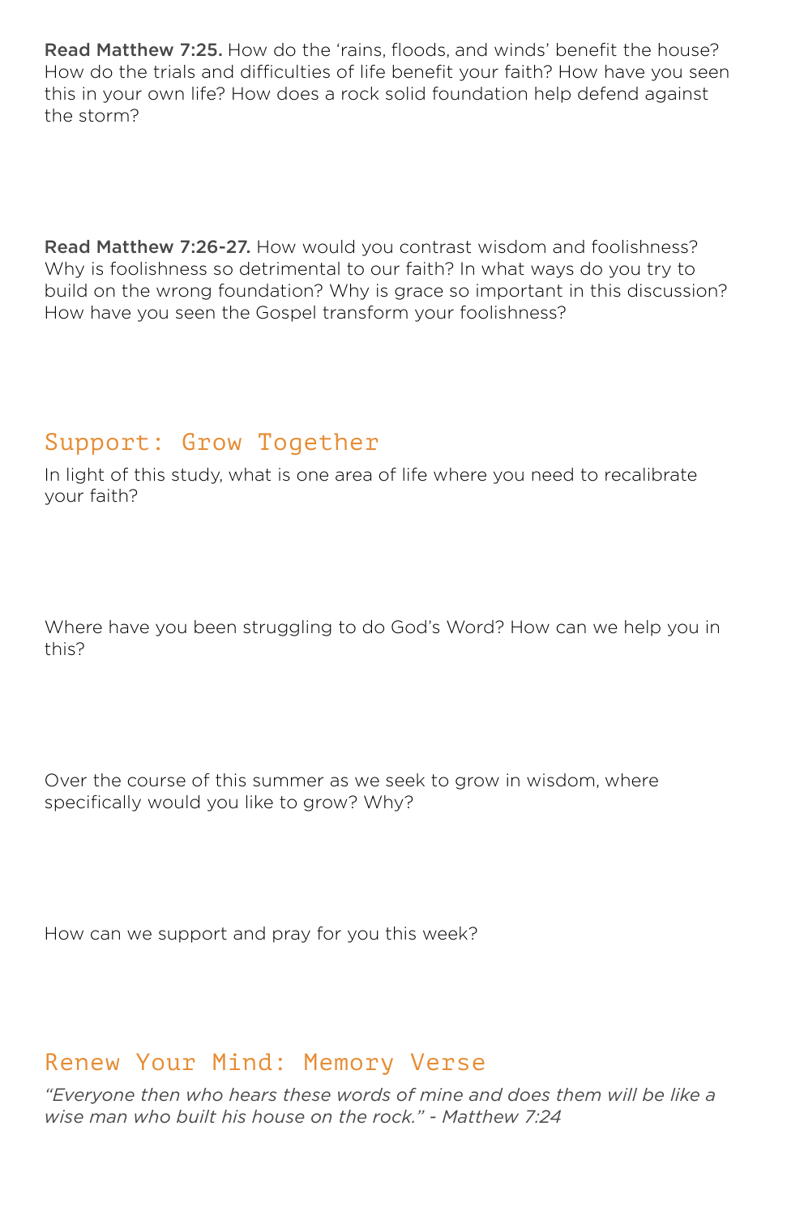**Read Matthew 7:25.** How do the 'rains, floods, and winds' benefit the house? How do the trials and difficulties of life benefit your faith? How have you seen this in your own life? How does a rock solid foundation help defend against the storm?

**Read Matthew 7:26-27.** How would you contrast wisdom and foolishness? Why is foolishness so detrimental to our faith? In what ways do you try to build on the wrong foundation? Why is grace so important in this discussion? How have you seen the Gospel transform your foolishness?

## Support: Grow Together

In light of this study, what is one area of life where you need to recalibrate your faith?

Where have you been struggling to do God's Word? How can we help you in this?

Over the course of this summer as we seek to grow in wisdom, where specifically would you like to grow? Why?

How can we support and pray for you this week?

## Renew Your Mind: Memory Verse

*"Everyone then who hears these words of mine and does them will be like a wise man who built his house on the rock." - Matthew 7:24*